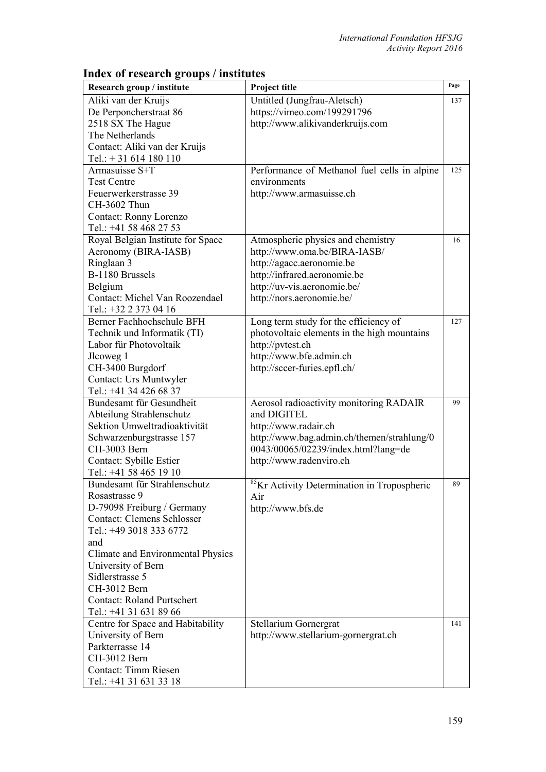# Index of research groups / institutes

| Research group / institute | Project title | Page |
|---|---|---|
| Aliki van der Kruijs<br>De Perponcherstraat 86<br>2518 SX The Hague<br>The Netherlands<br>Contact: Aliki van der Kruijs<br>Tel.: + 31 614 180 110 | Untitled (Jungfrau-Aletsch)<br>https://vimeo.com/199291796<br>http://www.alikivanderkruijs.com | 137 |
| Armasuisse S+T<br>Test Centre<br>Feuerwerkerstrasse 39<br>CH-3602 Thun<br>Contact: Ronny Lorenzo<br>Tel.: +41 58 468 27 53 | Performance of Methanol fuel cells in alpine environments<br>http://www.armasuisse.ch | 125 |
| Royal Belgian Institute for Space Aeronomy (BIRA-IASB)<br>Ringlaan 3<br>B-1180 Brussels<br>Belgium<br>Contact: Michel Van Roozendael<br>Tel.: +32 2 373 04 16 | Atmospheric physics and chemistry<br>http://www.oma.be/BIRA-IASB/<br>http://agacc.aeronomie.be<br>http://infrared.aeronomie.be<br>http://uv-vis.aeronomie.be/<br>http://nors.aeronomie.be/ | 16 |
| Berner Fachhochschule BFH<br>Technik und Informatik (TI)<br>Labor für Photovoltaik<br>Jlcoweg 1<br>CH-3400 Burgdorf<br>Contact: Urs Muntwyler<br>Tel.: +41 34 426 68 37 | Long term study for the efficiency of photovoltaic elements in the high mountains<br>http://pvtest.ch<br>http://www.bfe.admin.ch<br>http://sccer-furies.epfl.ch/ | 127 |
| Bundesamt für Gesundheit<br>Abteilung Strahlenschutz<br>Sektion Umweltradioaktivität<br>Schwarzenburgstrasse 157<br>CH-3003 Bern<br>Contact: Sybille Estier<br>Tel.: +41 58 465 19 10 | Aerosol radioactivity monitoring RADAIR and DIGITEL<br>http://www.radair.ch<br>http://www.bag.admin.ch/themen/strahlung/00043/00065/02239/index.html?lang=de<br>http://www.radenviro.ch | 99 |
| Bundesamt für Strahlenschutz<br>Rosastrasse 9<br>D-79098 Freiburg / Germany<br>Contact: Clemens Schlosser<br>Tel.: +49 3018 333 6772<br>and<br>Climate and Environmental Physics<br>University of Bern<br>Sidlerstrasse 5<br>CH-3012 Bern<br>Contact: Roland Purtschert<br>Tel.: +41 31 631 89 66 | $^{85}$Kr Activity Determination in Tropospheric Air<br>http://www.bfs.de | 89 |
| Centre for Space and Habitability<br>University of Bern<br>Parkterrasse 14<br>CH-3012 Bern<br>Contact: Timm Riesen<br>Tel.: +41 31 631 33 18 | Stellarium Gornergrat<br>http://www.stellarium-gornergrat.ch | 141 |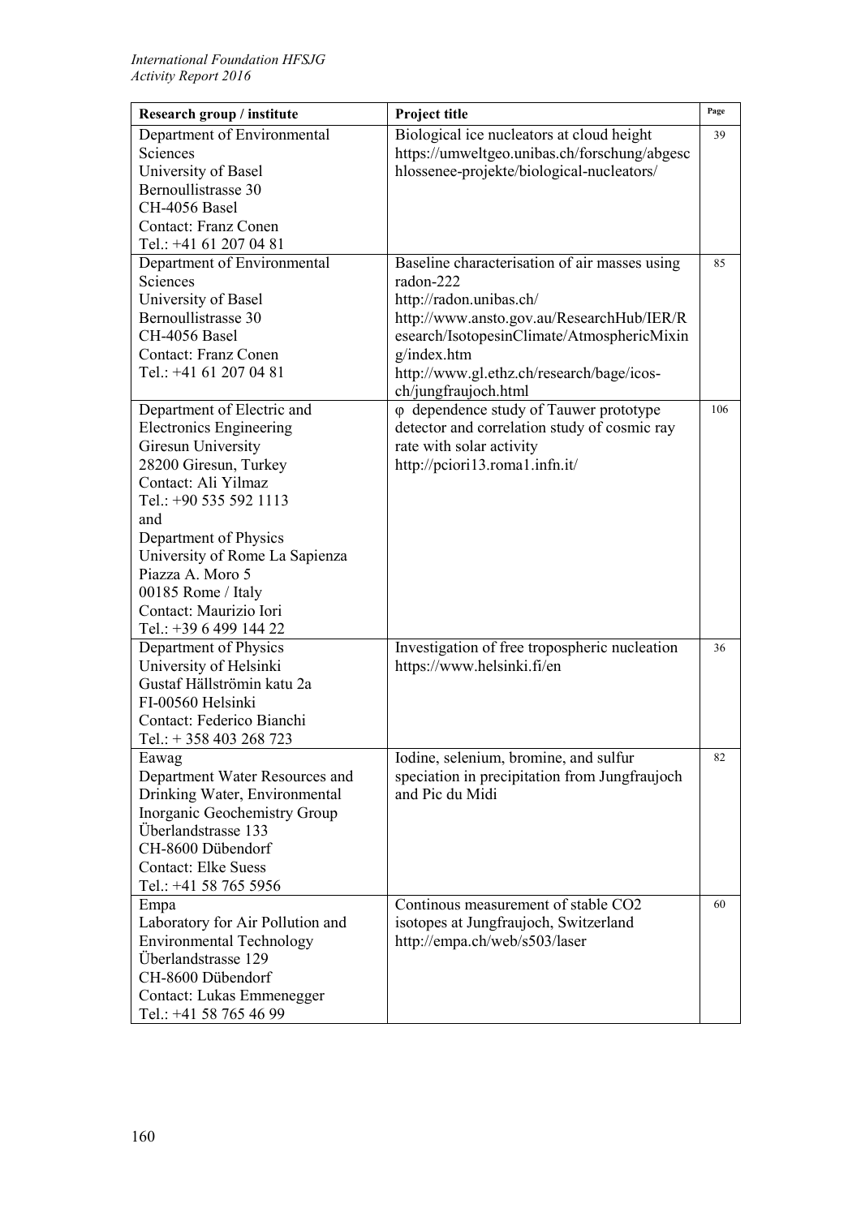| Research group / institute | Project title | Page |
|---|---|---|
| Department of Environmental Sciences<br>University of Basel<br>Bernoullistrasse 30<br>CH-4056 Basel<br>Contact: Franz Conen<br>Tel.: +41 61 207 04 81 | Biological ice nucleators at cloud height<br>https://umweltgeo.unibas.ch/forschung/abgeschlossenee-projekte/biological-nucleators/ | 39 |
| Department of Environmental Sciences<br>University of Basel<br>Bernoullistrasse 30<br>CH-4056 Basel<br>Contact: Franz Conen<br>Tel.: +41 61 207 04 81 | Baseline characterisation of air masses using radon-222<br>http://radon.unibas.ch/<br>http://www.ansto.gov.au/ResearchHub/IER/Research/IsotopesinClimate/AtmosphericMixing/index.htm<br>http://www.gl.ethz.ch/research/bage/icos-ch/jungfraujoch.html | 85 |
| Department of Electric and Electronics Engineering<br>Giresun University<br>28200 Giresun, Turkey<br>Contact: Ali Yilmaz<br>Tel.: +90 535 592 1113<br>and<br>Department of Physics<br>University of Rome La Sapienza<br>Piazza A. Moro 5<br>00185 Rome / Italy<br>Contact: Maurizio Iori<br>Tel.: +39 6 499 144 22 | $\varphi$ dependence study of Tauwer prototype detector and correlation study of cosmic ray rate with solar activity<br>http://pciori13.roma1.infn.it/ | 106 |
| Department of Physics<br>University of Helsinki<br>Gustaf Hällströmin katu 2a<br>FI-00560 Helsinki<br>Contact: Federico Bianchi<br>Tel.: + 358 403 268 723 | Investigation of free tropospheric nucleation<br>https://www.helsinki.fi/en | 36 |
| Eawag<br>Department Water Resources and Drinking Water, Environmental Inorganic Geochemistry Group<br>Überlandstrasse 133<br>CH-8600 Dübendorf<br>Contact: Elke Suess<br>Tel.: +41 58 765 5956 | Iodine, selenium, bromine, and sulfur speciation in precipitation from Jungfraujoch and Pic du Midi | 82 |
| Empa<br>Laboratory for Air Pollution and Environmental Technology<br>Überlandstrasse 129<br>CH-8600 Dübendorf<br>Contact: Lukas Emmenegger<br>Tel.: +41 58 765 46 99 | Continous measurement of stable $CO_2$ isotopes at Jungfraujoch, Switzerland<br>http://empa.ch/web/s503/laser | 60 |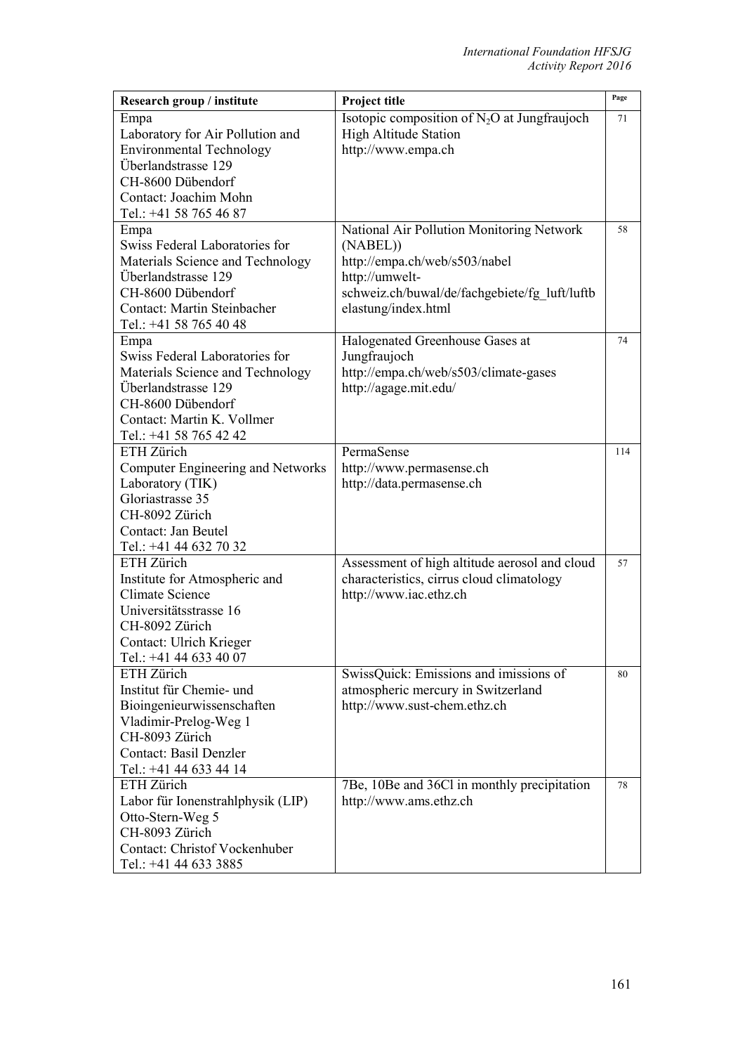| Research group / institute | Project title | Page |
|---|---|---|
| Empa<br>Laboratory for Air Pollution and Environmental Technology<br>Überlandstrasse 129<br>CH-8600 Dübendorf<br>Contact: Joachim Mohn<br>Tel.: +41 58 765 46 87 | Isotopic composition of $N_2O$ at Jungfraujoch High Altitude Station<br>http://www.empa.ch | 71 |
| Empa<br>Swiss Federal Laboratories for Materials Science and Technology<br>Überlandstrasse 129<br>CH-8600 Dübendorf<br>Contact: Martin Steinbacher<br>Tel.: +41 58 765 40 48 | National Air Pollution Monitoring Network (NABEL))<br>http://empa.ch/web/s503/nabel<br>http://umwelt-schweiz.ch/buwal/de/fachgebiete/fg_luft/luftbelastung/index.html | 58 |
| Empa<br>Swiss Federal Laboratories for Materials Science and Technology<br>Überlandstrasse 129<br>CH-8600 Dübendorf<br>Contact: Martin K. Vollmer<br>Tel.: +41 58 765 42 42 | Halogenated Greenhouse Gases at Jungfraujoch<br>http://empa.ch/web/s503/climate-gases<br>http://agage.mit.edu/ | 74 |
| ETH Zürich<br>Computer Engineering and Networks Laboratory (TIK)<br>Gloriastrasse 35<br>CH-8092 Zürich<br>Contact: Jan Beutel<br>Tel.: +41 44 632 70 32 | PermaSense<br>http://www.permasense.ch<br>http://data.permasense.ch | 114 |
| ETH Zürich<br>Institute for Atmospheric and Climate Science<br>Universitätsstrasse 16<br>CH-8092 Zürich<br>Contact: Ulrich Krieger<br>Tel.: +41 44 633 40 07 | Assessment of high altitude aerosol and cloud characteristics, cirrus cloud climatology<br>http://www.iac.ethz.ch | 57 |
| ETH Zürich<br>Institut für Chemie- und Bioingenieurwissenschaften<br>Vladimir-Prelog-Weg 1<br>CH-8093 Zürich<br>Contact: Basil Denzler<br>Tel.: +41 44 633 44 14 | SwissQuick: Emissions and imissions of atmospheric mercury in Switzerland<br>http://www.sust-chem.ethz.ch | 80 |
| ETH Zürich<br>Labor für Ionenstrahlphysik (LIP)<br>Otto-Stern-Weg 5<br>CH-8093 Zürich<br>Contact: Christof Vockenhuber<br>Tel.: +41 44 633 3885 | 7Be, 10Be and 36Cl in monthly precipitation<br>http://www.ams.ethz.ch | 78 |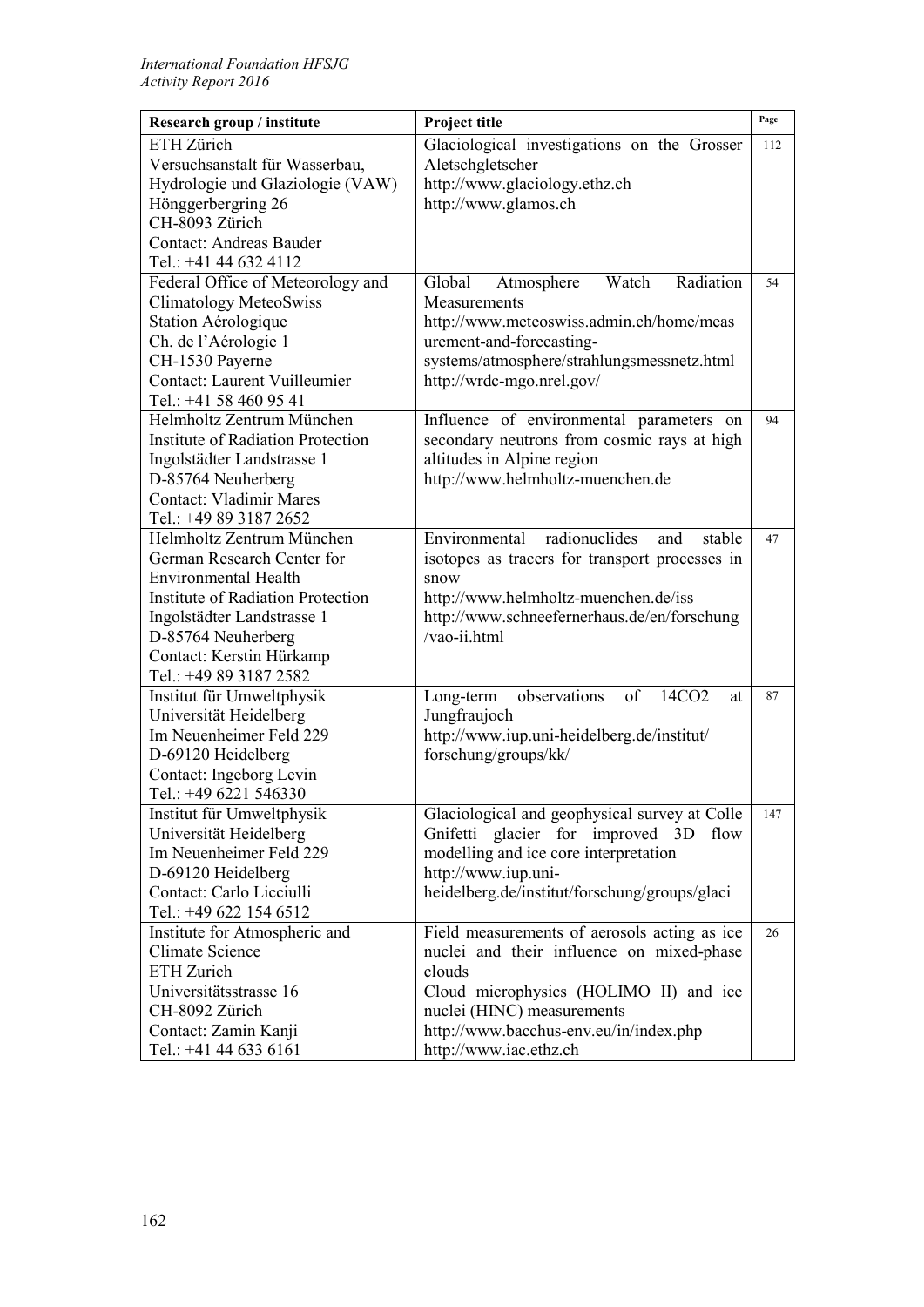| Research group / institute | Project title | Page |
|---|---|---|
| ETH Zürich<br>Versuchsanstalt für Wasserbau, Hydrologie und Glaziologie (VAW)<br>Hönggerbergring 26<br>CH-8093 Zürich<br>Contact: Andreas Bauder<br>Tel.: +41 44 632 4112 | Glaciological investigations on the Grosser Aletschgletscher<br>http://www.glaciology.ethz.ch<br>http://www.glamos.ch | 112 |
| Federal Office of Meteorology and Climatology MeteoSwiss<br>Station Aérologique<br>Ch. de l'Aérologie 1<br>CH-1530 Payerne<br>Contact: Laurent Vuilleumier<br>Tel.: +41 58 460 95 41 | Global Atmosphere Watch Radiation Measurements<br>http://www.meteoswiss.admin.ch/home/measurement-and-forecasting-systems/atmosphere/strahlungsmessnetz.html<br>http://wrdc-mgo.nrel.gov/ | 54 |
| Helmholtz Zentrum München<br>Institute of Radiation Protection<br>Ingolstädter Landstrasse 1<br>D-85764 Neuherberg<br>Contact: Vladimir Mares<br>Tel.: +49 89 3187 2652 | Influence of environmental parameters on secondary neutrons from cosmic rays at high altitudes in Alpine region<br>http://www.helmholtz-muenchen.de | 94 |
| Helmholtz Zentrum München<br>German Research Center for Environmental Health<br>Institute of Radiation Protection<br>Ingolstädter Landstrasse 1<br>D-85764 Neuherberg<br>Contact: Kerstin Hürkamp<br>Tel.: +49 89 3187 2582 | Environmental radionuclides and stable isotopes as tracers for transport processes in snow<br>http://www.helmholtz-muenchen.de/iss<br>http://www.schneefernerhaus.de/en/forschung/vao-ii.html | 47 |
| Institut für Umweltphysik<br>Universität Heidelberg<br>Im Neuenheimer Feld 229<br>D-69120 Heidelberg<br>Contact: Ingeborg Levin<br>Tel.: +49 6221 546330 | Long-term observations of 14CO2 at Jungfraujoch<br>http://www.iup.uni-heidelberg.de/institut/forschung/groups/kk/ | 87 |
| Institut für Umweltphysik<br>Universität Heidelberg<br>Im Neuenheimer Feld 229<br>D-69120 Heidelberg<br>Contact: Carlo Licciulli<br>Tel.: +49 622 154 6512 | Glaciological and geophysical survey at Colle Gnifetti glacier for improved 3D flow modelling and ice core interpretation<br>http://www.iup.uni-heidelberg.de/institut/forschung/groups/glaci | 147 |
| Institute for Atmospheric and Climate Science<br>ETH Zurich<br>Universitätsstrasse 16<br>CH-8092 Zürich<br>Contact: Zamin Kanji<br>Tel.: +41 44 633 6161 | Field measurements of aerosols acting as ice nuclei and their influence on mixed-phase clouds<br>Cloud microphysics (HOLIMO II) and ice nuclei (HINC) measurements<br>http://www.bacchus-env.eu/in/index.php<br>http://www.iac.ethz.ch | 26 |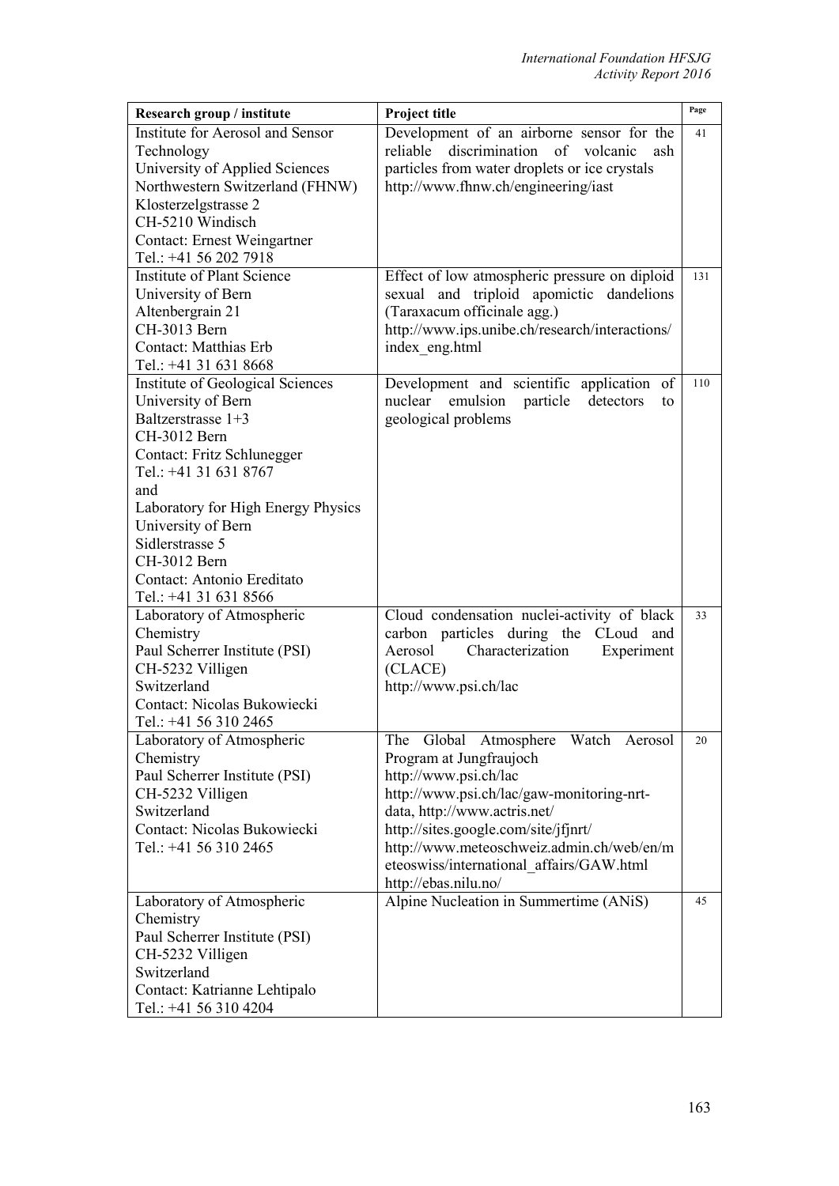| Research group / institute | Project title | Page |
|---|---|---|
| Institute for Aerosol and Sensor Technology<br>University of Applied Sciences Northwestern Switzerland (FHNW)<br>Klosterzelgstrasse 2<br>CH-5210 Windisch<br>Contact: Ernest Weingartner<br>Tel.: +41 56 202 7918 | Development of an airborne sensor for the reliable discrimination of volcanic ash particles from water droplets or ice crystals<br>http://www.fhnw.ch/engineering/iast | 41 |
| Institute of Plant Science<br>University of Bern<br>Altenbergrain 21<br>CH-3013 Bern<br>Contact: Matthias Erb<br>Tel.: +41 31 631 8668 | Effect of low atmospheric pressure on diploid sexual and triploid apomictic dandelions (Taraxacum officinale agg.)<br>http://www.ips.unibe.ch/research/interactions/index_eng.html | 131 |
| Institute of Geological Sciences<br>University of Bern<br>Baltzerstrasse 1+3<br>CH-3012 Bern<br>Contact: Fritz Schlunegger<br>Tel.: +41 31 631 8767<br>and<br>Laboratory for High Energy Physics<br>University of Bern<br>Sidlerstrasse 5<br>CH-3012 Bern<br>Contact: Antonio Ereditato<br>Tel.: +41 31 631 8566 | Development and scientific application of nuclear emulsion particle detectors to geological problems | 110 |
| Laboratory of Atmospheric Chemistry<br>Paul Scherrer Institute (PSI)<br>CH-5232 Villigen<br>Switzerland<br>Contact: Nicolas Bukowiecki<br>Tel.: +41 56 310 2465 | Cloud condensation nuclei-activity of black carbon particles during the CLoud and Aerosol Characterization Experiment (CLACE)<br>http://www.psi.ch/lac | 33 |
| Laboratory of Atmospheric Chemistry<br>Paul Scherrer Institute (PSI)<br>CH-5232 Villigen<br>Switzerland<br>Contact: Nicolas Bukowiecki<br>Tel.: +41 56 310 2465 | The Global Atmosphere Watch Aerosol Program at Jungfraujoch<br>http://www.psi.ch/lac<br>http://www.psi.ch/lac/gaw-monitoring-nrt-data, http://www.actris.net/<br>http://sites.google.com/site/jfjnrt/<br>http://www.meteoschweiz.admin.ch/web/en/meteoswiss/international_affairs/GAW.html<br>http://ebas.nilu.no/ | 20 |
| Laboratory of Atmospheric Chemistry<br>Paul Scherrer Institute (PSI)<br>CH-5232 Villigen<br>Switzerland<br>Contact: Katrianne Lehtipalo<br>Tel.: +41 56 310 4204 | Alpine Nucleation in Summertime (ANiS) | 45 |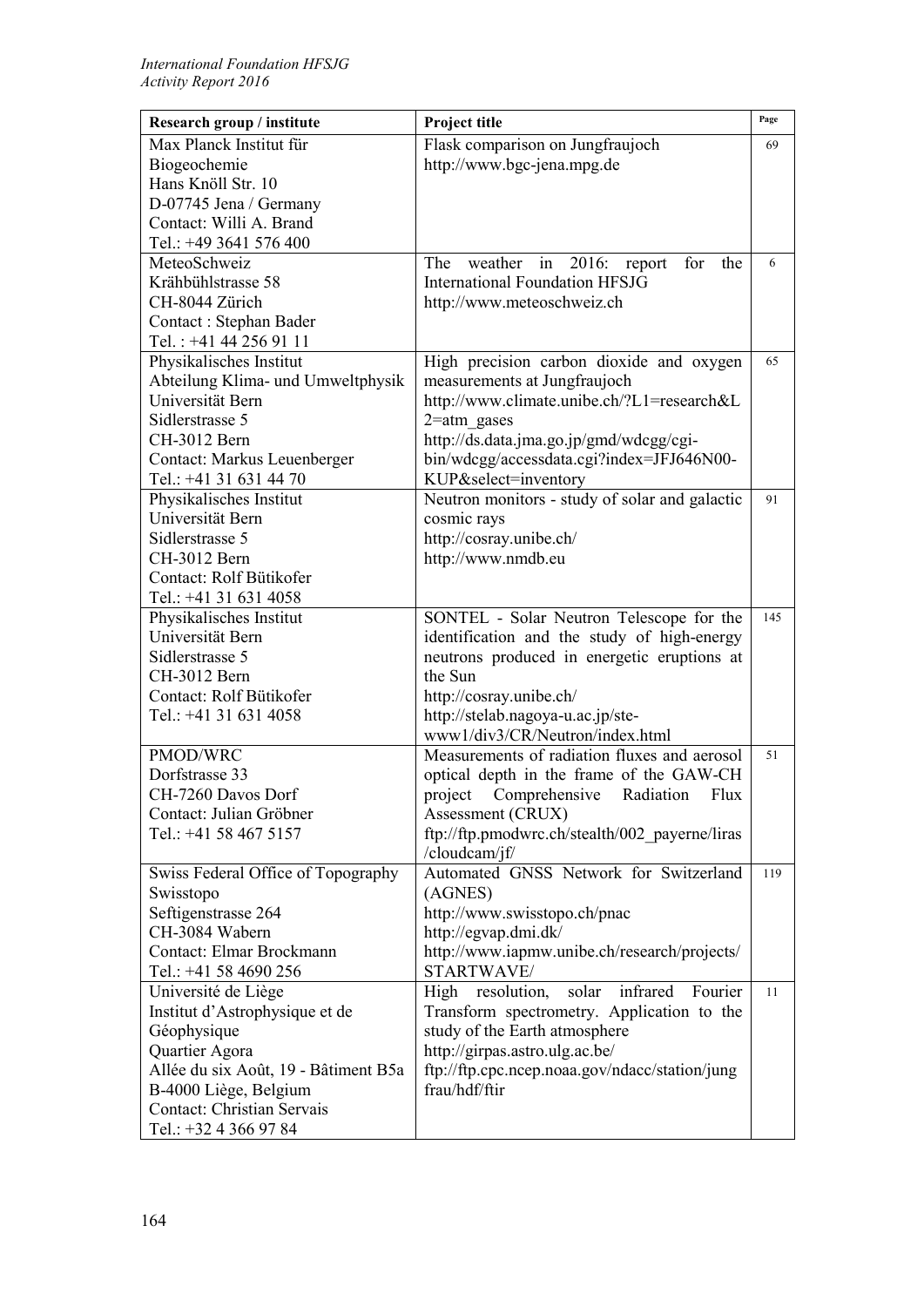| Research group / institute | Project title | Page |
|---|---|---|
| Max Planck Institut für Biogeochemie<br>Hans Knöll Str. 10<br>D-07745 Jena / Germany<br>Contact: Willi A. Brand<br>Tel.: +49 3641 576 400 | Flask comparison on Jungfraujoch<br>http://www.bgc-jena.mpg.de | 69 |
| MeteoSchweiz<br>Krähbühlstrasse 58<br>CH-8044 Zürich<br>Contact : Stephan Bader<br>Tel. : +41 44 256 91 11 | The weather in 2016: report for the International Foundation HFSJG<br>http://www.meteoschweiz.ch | 6 |
| Physikalisches Institut<br>Abteilung Klima- und Umweltphysik<br>Universität Bern<br>Sidlerstrasse 5<br>CH-3012 Bern<br>Contact: Markus Leuenberger<br>Tel.: +41 31 631 44 70 | High precision carbon dioxide and oxygen measurements at Jungfraujoch<br>http://www.climate.unibe.ch/?L1=research&L2=atm_gases<br>http://ds.data.jma.go.jp/gmd/wdcgg/cgi-bin/wdcgg/accessdata.cgi?index=JFJ646N00-KUP&select=inventory | 65 |
| Physikalisches Institut<br>Universität Bern<br>Sidlerstrasse 5<br>CH-3012 Bern<br>Contact: Rolf Bütikofer<br>Tel.: +41 31 631 4058 | Neutron monitors - study of solar and galactic cosmic rays<br>http://cosray.unibe.ch/<br>http://www.nmdb.eu | 91 |
| Physikalisches Institut<br>Universität Bern<br>Sidlerstrasse 5<br>CH-3012 Bern<br>Contact: Rolf Bütikofer<br>Tel.: +41 31 631 4058 | SONTEL - Solar Neutron Telescope for the identification and the study of high-energy neutrons produced in energetic eruptions at the Sun<br>http://cosray.unibe.ch/<br>http://stelab.nagoya-u.ac.jp/ste-www1/div3/CR/Neutron/index.html | 145 |
| PMOD/WRC<br>Dorfstrasse 33<br>CH-7260 Davos Dorf<br>Contact: Julian Gröbner<br>Tel.: +41 58 467 5157 | Measurements of radiation fluxes and aerosol optical depth in the frame of the GAW-CH project Comprehensive Radiation Flux Assessment (CRUX)<br>ftp://ftp.pmodwrc.ch/stealth/002_payerne/liras/cloudcam/jf/ | 51 |
| Swiss Federal Office of Topography<br>Swisstopo<br>Seftigenstrasse 264<br>CH-3084 Wabern<br>Contact: Elmar Brockmann<br>Tel.: +41 58 4690 256 | Automated GNSS Network for Switzerland (AGNES)<br>http://www.swisstopo.ch/pnac<br>http://egvap.dmi.dk/<br>http://www.iapmw.unibe.ch/research/projects/STARTWAVE/ | 119 |
| Université de Liège<br>Institut d'Astrophysique et de Géophysique<br>Quartier Agora<br>Allée du six Août, 19 - Bâtiment B5a<br>B-4000 Liège, Belgium<br>Contact: Christian Servais<br>Tel.: +32 4 366 97 84 | High resolution, solar infrared Fourier Transform spectrometry. Application to the study of the Earth atmosphere<br>http://girpas.astro.ulg.ac.be/<br>ftp://ftp.cpc.ncep.noaa.gov/ndacc/station/jungfrau/hdf/ftir | 11 |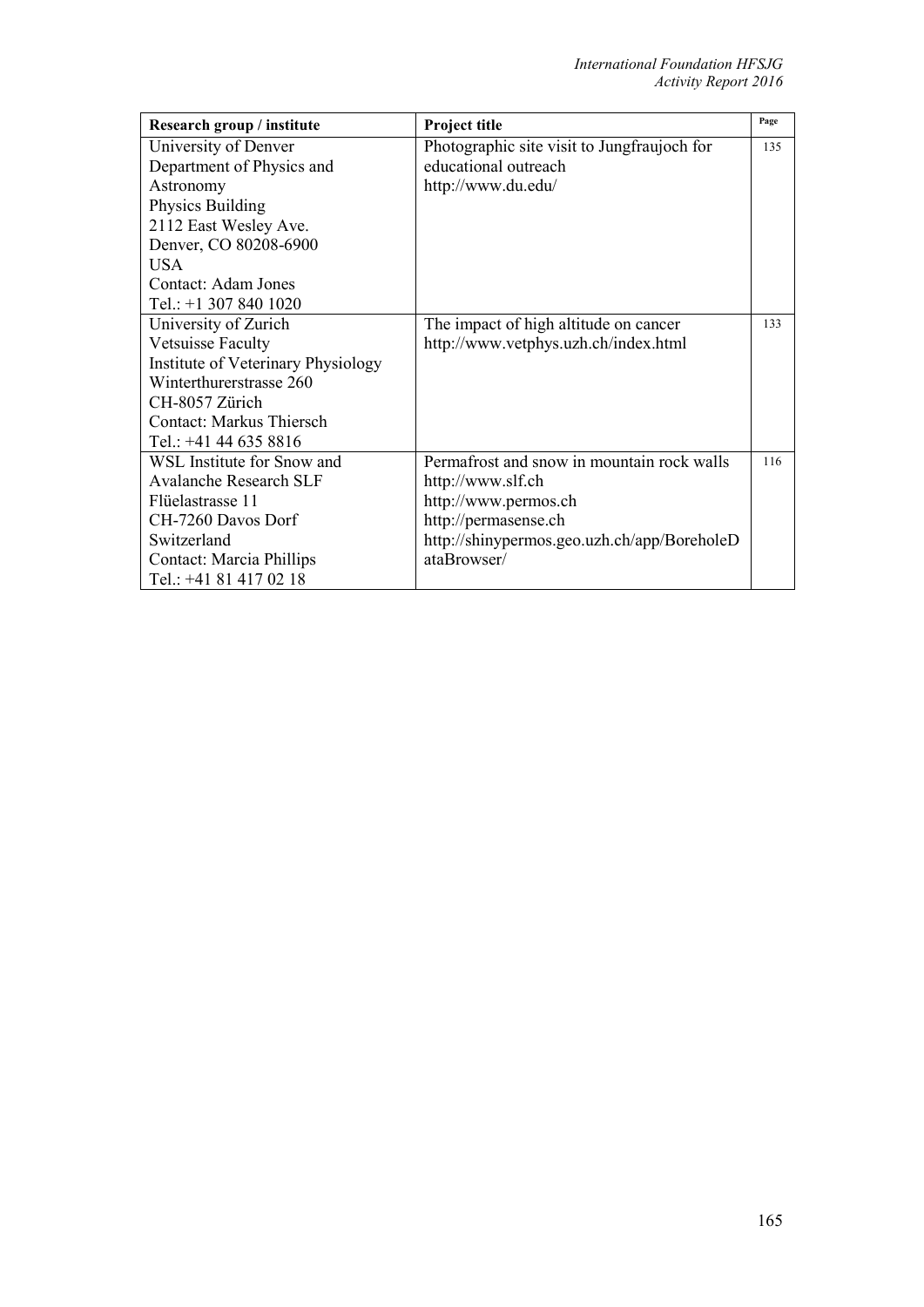| Research group / institute | Project title | Page |
|---|---|---|
| University of Denver<br>Department of Physics and Astronomy<br>Physics Building<br>2112 East Wesley Ave.<br>Denver, CO 80208-6900<br>USA<br>Contact: Adam Jones<br>Tel.: +1 307 840 1020 | Photographic site visit to Jungfraujoch for educational outreach<br>http://www.du.edu/ | 135 |
| University of Zurich<br>Vetsuisse Faculty<br>Institute of Veterinary Physiology<br>Winterthurerstrasse 260<br>CH-8057 Zürich<br>Contact: Markus Thiersch<br>Tel.: +41 44 635 8816 | The impact of high altitude on cancer<br>http://www.vetphys.uzh.ch/index.html | 133 |
| WSL Institute for Snow and Avalanche Research SLF<br>Flüelastrasse 11<br>CH-7260 Davos Dorf<br>Switzerland<br>Contact: Marcia Phillips<br>Tel.: +41 81 417 02 18 | Permafrost and snow in mountain rock walls<br>http://www.slf.ch<br>http://www.permos.ch<br>http://permasense.ch<br>http://shinypermos.geo.uzh.ch/app/BoreholeDataBrowser/ | 116 |